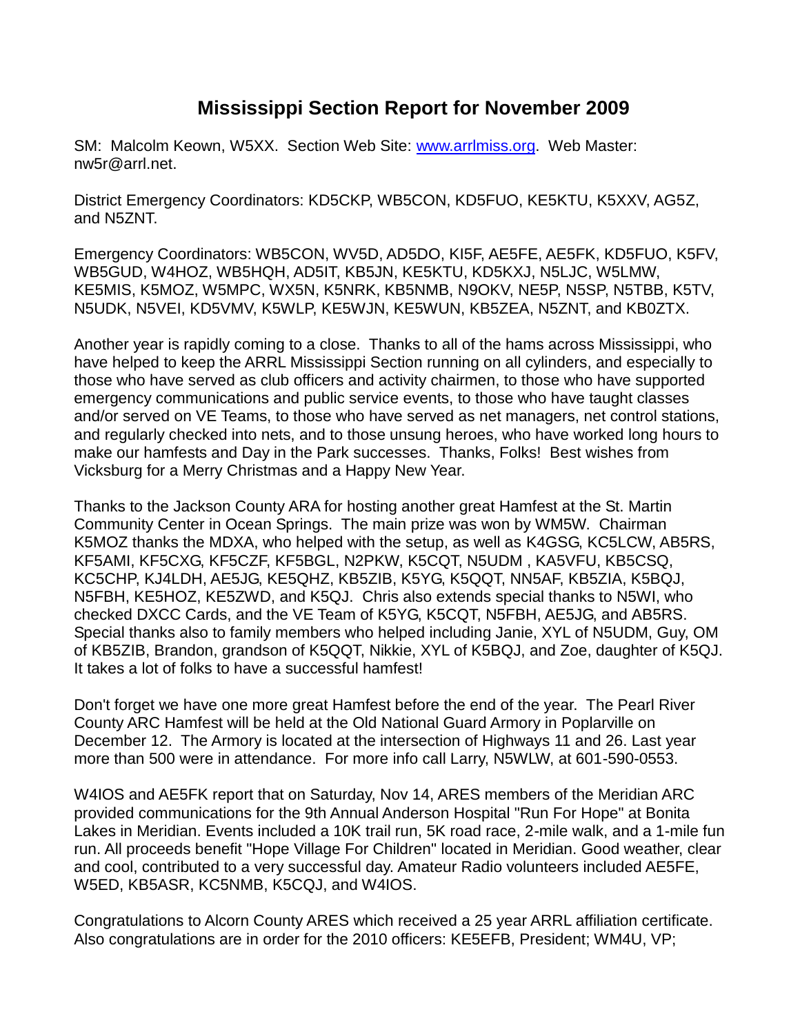# Mississippi Section Report for November 2009

SM: Malcolm Keown, W5XX. Section Web Site: www.arrlmiss.org. Web Master: nw5r@arrl.net.

District Emergency Coordinators: KD5CKP, WB5CON, KD5FUO, KE5KTU, K5XXV, AG5Z, and N5ZNT.

Emergency Coordinators: WB5CON, WV5D, AD5DO, KI5F, AE5FE, AE5FK, KD5FUO, K5FV, WB5GUD, W4HOZ, WB5HQH, AD5IT, KB5JN, KE5KTU, KD5KXJ, N5LJC, W5LMW, KE5MIS, K5MOZ, W5MPC, WX5N, K5NRK, KB5NMB, N9OKV, NE5P, N5SP, N5TBB, K5TV, N5UDK, N5VEI, KD5VMV, K5WLP, KE5WJN, KE5WUN, KB5ZEA, N5ZNT, and KB0ZTX.

Another year is rapidly coming to a close. Thanks to all of the hams across Mississippi, who have helped to keep the ARRL Mississippi Section running on all cylinders, and especially to those who have served as club officers and activity chairmen, to those who have supported emergency communications and public service events, to those who have taught classes and/or served on VE Teams, to those who have served as net managers, net control stations, and regularly checked into nets, and to those unsung heroes, who have worked long hours to make our hamfests and Day in the Park successes. Thanks, Folks! Best wishes from Vicksburg for a Merry Christmas and a Happy New Year.

Thanks to the Jackson County ARA for hosting another great Hamfest at the St. Martin Community Center in Ocean Springs. The main prize was won by WM5W. Chairman K5MOZ thanks the MDXA, who helped with the setup, as well as K4GSG, KC5LCW, AB5RS, KF5AMI, KF5CXG, KF5CZF, KF5BGL, N2PKW, K5CQT, N5UDM , KA5VFU, KB5CSQ, KC5CHP, KJ4LDH, AE5JG, KE5QHZ, KB5ZIB, K5YG, K5QQT, NN5AF, KB5ZIA, K5BQJ, N5FBH, KE5HOZ, KE5ZWD, and K5QJ. Chris also extends special thanks to N5WI, who checked DXCC Cards, and the VE Team of K5YG, K5CQT, N5FBH, AE5JG, and AB5RS. Special thanks also to family members who helped including Janie, XYL of N5UDM, Guy, OM of KB5ZIB, Brandon, grandson of K5QQT, Nikkie, XYL of K5BQJ, and Zoe, daughter of K5QJ. It takes a lot of folks to have a successful hamfest!

Don't forget we have one more great Hamfest before the end of the year. The Pearl River County ARC Hamfest will be held at the Old National Guard Armory in Poplarville on December 12. The Armory is located at the intersection of Highways 11 and 26. Last year more than 500 were in attendance. For more info call Larry, N5WLW, at 601-590-0553.

W4IOS and AE5FK report that on Saturday, Nov 14, ARES members of the Meridian ARC provided communications for the 9th Annual Anderson Hospital "Run For Hope" at Bonita Lakes in Meridian. Events included a 10K trail run, 5K road race, 2-mile walk, and a 1-mile fun run. All proceeds benefit "Hope Village For Children" located in Meridian. Good weather, clear and cool, contributed to a very successful day. Amateur Radio volunteers included AE5FE, W5ED, KB5ASR, KC5NMB, K5CQJ, and W4IOS.

Congratulations to Alcorn County ARES which received a 25 year ARRL affiliation certificate. Also congratulations are in order for the 2010 officers: KE5EFB, President; WM4U, VP;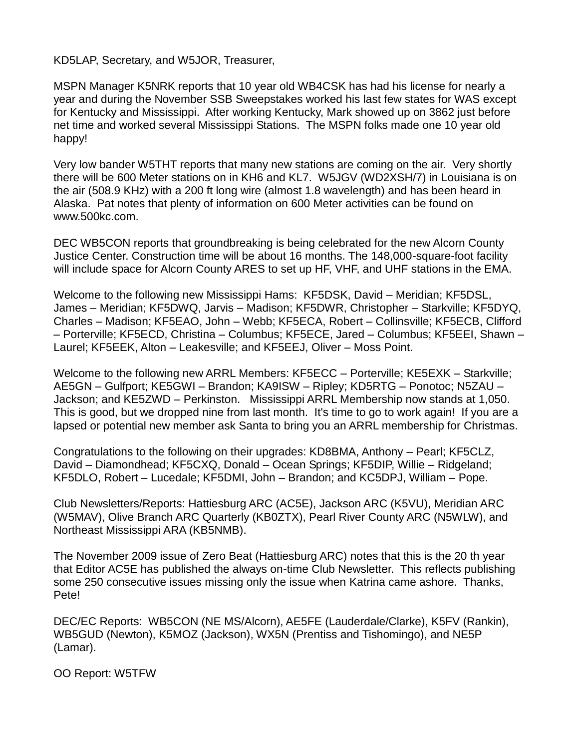KD5LAP, Secretary, and W5JOR, Treasurer,

MSPN Manager K5NRK reports that 10 year old WB4CSK has had his license for nearly a year and during the November SSB Sweepstakes worked his last few states for WAS except for Kentucky and Mississippi. After working Kentucky, Mark showed up on 3862 just before net time and worked several Mississippi Stations. The MSPN folks made one 10 year old happy!

Very low bander W5THT reports that many new stations are coming on the air. Very shortly there will be 600 Meter stations on in KH6 and KL7. W5JGV (WD2XSH/7) in Louisiana is on the air (508.9 KHz) with a 200 ft long wire (almost 1.8 wavelength) and has been heard in Alaska. Pat notes that plenty of information on 600 Meter activities can be found on www.500kc.com.

DEC WB5CON reports that groundbreaking is being celebrated for the new Alcorn County Justice Center. Construction time will be about 16 months. The 148,000-square-foot facility will include space for Alcorn County ARES to set up HF, VHF, and UHF stations in the EMA.

Welcome to the following new Mississippi Hams: KF5DSK, David – Meridian; KF5DSL, James – Meridian; KF5DWQ, Jarvis – Madison; KF5DWR, Christopher – Starkville; KF5DYQ, Charles – Madison; KF5EAO, John – Webb; KF5ECA, Robert – Collinsville; KF5ECB, Clifford – Porterville; KF5ECD, Christina – Columbus; KF5ECE, Jared – Columbus; KF5EEI, Shawn – Laurel; KF5EEK, Alton – Leakesville; and KF5EEJ, Oliver – Moss Point.

Welcome to the following new ARRL Members: KF5ECC – Porterville; KE5EXK – Starkville; AE5GN – Gulfport; KE5GWI – Brandon; KA9ISW – Ripley; KD5RTG – Ponotoc; N5ZAU – Jackson; and KE5ZWD – Perkinston. Mississippi ARRL Membership now stands at 1,050. This is good, but we dropped nine from last month. It's time to go to work again! If you are a lapsed or potential new member ask Santa to bring you an ARRL membership for Christmas.

Congratulations to the following on their upgrades: KD8BMA, Anthony – Pearl; KF5CLZ, David – Diamondhead; KF5CXQ, Donald – Ocean Springs; KF5DIP, Willie – Ridgeland; KF5DLO, Robert – Lucedale; KF5DMI, John – Brandon; and KC5DPJ, William – Pope.

Club Newsletters/Reports: Hattiesburg ARC (AC5E), Jackson ARC (K5VU), Meridian ARC (W5MAV), Olive Branch ARC Quarterly (KB0ZTX), Pearl River County ARC (N5WLW), and Northeast Mississippi ARA (KB5NMB).

The November 2009 issue of Zero Beat (Hattiesburg ARC) notes that this is the 20 th year that Editor AC5E has published the always on-time Club Newsletter. This reflects publishing some 250 consecutive issues missing only the issue when Katrina came ashore. Thanks, Pete!

DEC/EC Reports: WB5CON (NE MS/Alcorn), AE5FE (Lauderdale/Clarke), K5FV (Rankin), WB5GUD (Newton), K5MOZ (Jackson), WX5N (Prentiss and Tishomingo), and NE5P (Lamar).

OO Report: W5TFW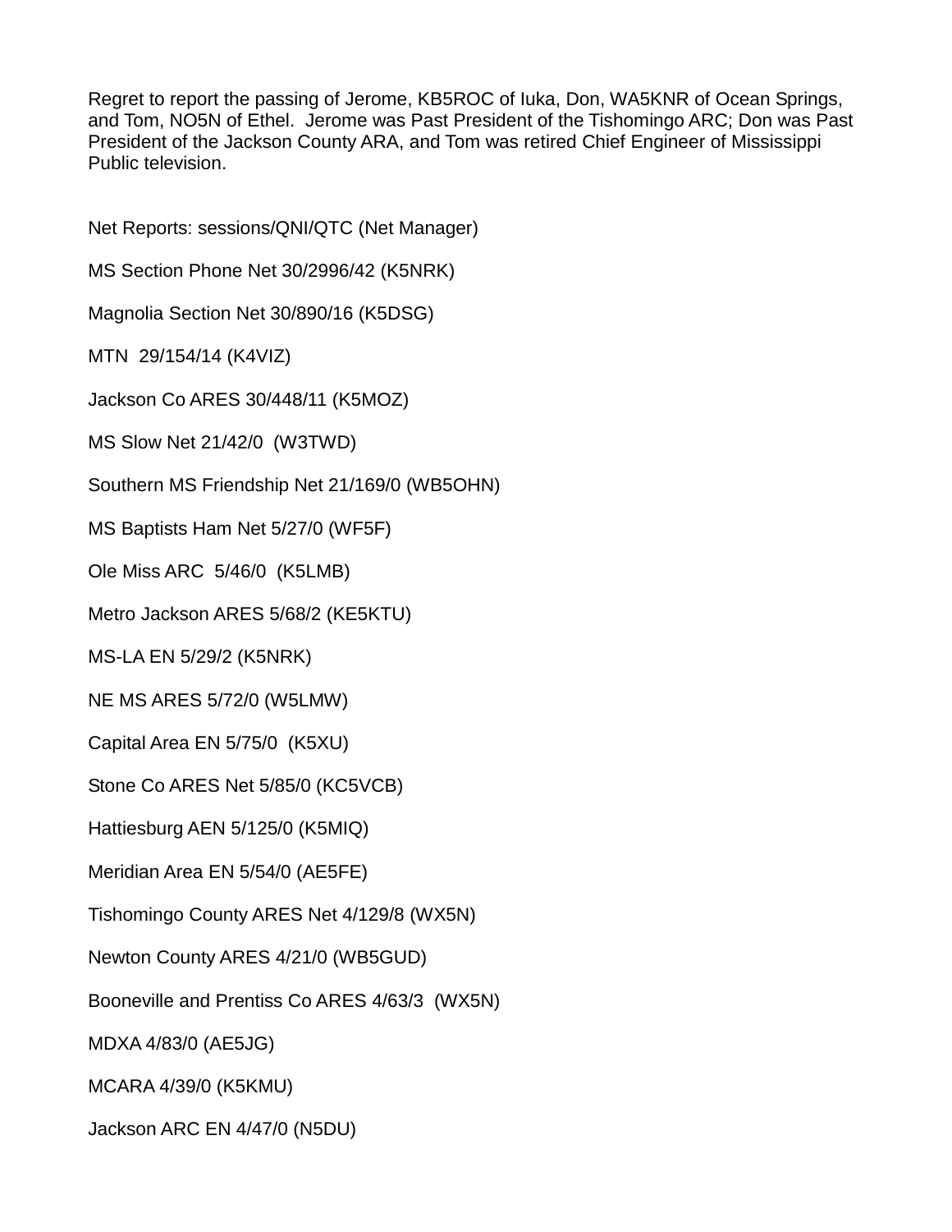Regret to report the passing of Jerome, KB5ROC of Iuka, Don, WA5KNR of Ocean Springs, and Tom, NO5N of Ethel. Jerome was Past President of the Tishomingo ARC; Don was Past President of the Jackson County ARA, and Tom was retired Chief Engineer of Mississippi Public television.

Net Reports: sessions/QNI/QTC (Net Manager)

MS Section Phone Net 30/2996/42 (K5NRK)

Magnolia Section Net 30/890/16 (K5DSG)

MTN 29/154/14 (K4VIZ)

Jackson Co ARES 30/448/11 (K5MOZ)

MS Slow Net 21/42/0 (W3TWD)

Southern MS Friendship Net 21/169/0 (WB5OHN)

MS Baptists Ham Net 5/27/0 (WF5F)

Ole Miss ARC 5/46/0 (K5LMB)

Metro Jackson ARES 5/68/2 (KE5KTU)

MS-LA EN 5/29/2 (K5NRK)

NE MS ARES 5/72/0 (W5LMW)

Capital Area EN 5/75/0 (K5XU)

Stone Co ARES Net 5/85/0 (KC5VCB)

Hattiesburg AEN 5/125/0 (K5MIQ)

Meridian Area EN 5/54/0 (AE5FE)

Tishomingo County ARES Net 4/129/8 (WX5N)

Newton County ARES 4/21/0 (WB5GUD)

Booneville and Prentiss Co ARES 4/63/3 (WX5N)

MDXA 4/83/0 (AE5JG)

MCARA 4/39/0 (K5KMU)

Jackson ARC EN 4/47/0 (N5DU)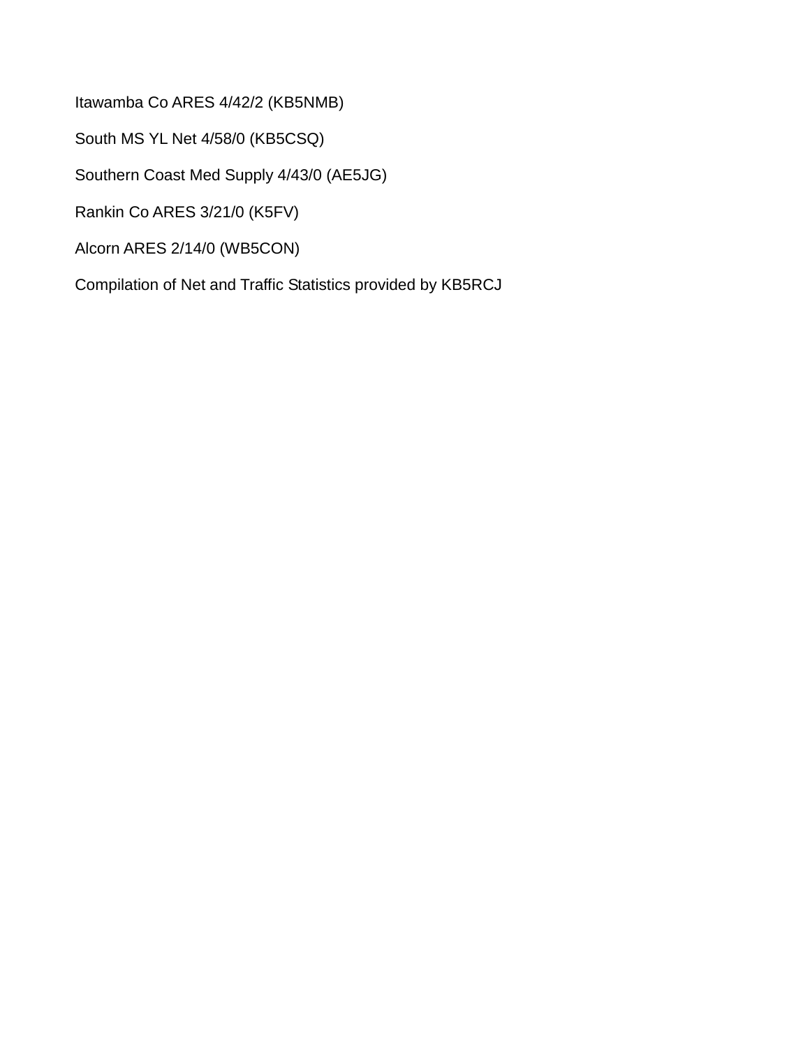Itawamba Co ARES 4/42/2 (KB5NMB)

South MS YL Net 4/58/0 (KB5CSQ)

Southern Coast Med Supply 4/43/0 (AE5JG)

Rankin Co ARES 3/21/0 (K5FV)

Alcorn ARES 2/14/0 (WB5CON)

Compilation of Net and Traffic Statistics provided by KB5RCJ